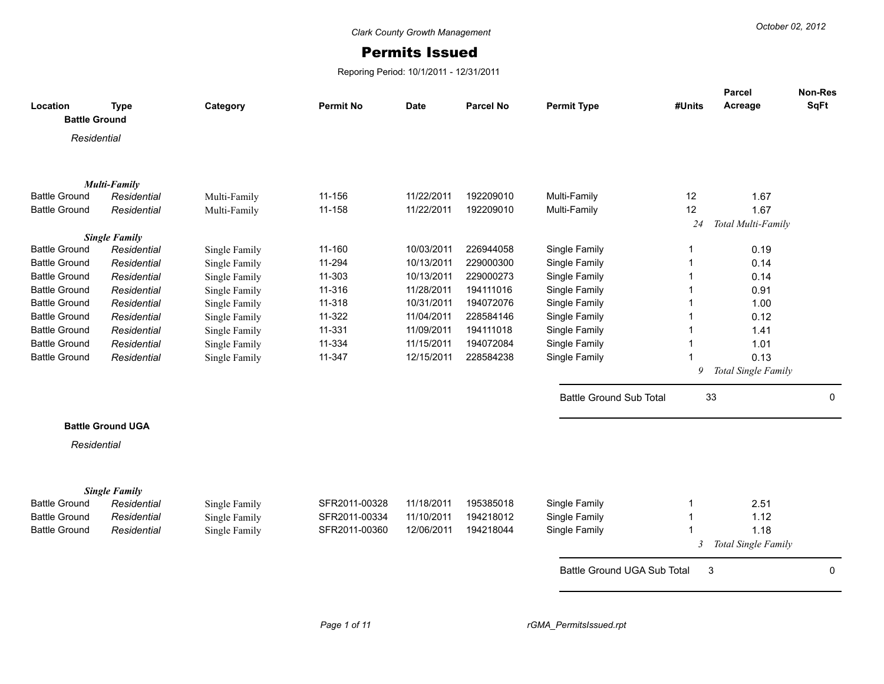Clark County Growth Management

# Permits Issued

Reporing Period: 10/1/2011 - 12/31/2011

October 02, 2012

| Location | Type | Category | Permit No | Date | Parcel No | Permit Type | #Units | Parcel Acreage | Non-Res SqFt |
|---|---|---|---|---|---|---|---|---|---|
| **Battle Ground** | | | | | | | | | |
| *Residential* | | | | | | | | | |
| ***Multi-Family*** | | | | | | | | | |
| Battle Ground | *Residential* | Multi-Family | 11-156 | 11/22/2011 | 192209010 | Multi-Family | 12 | 1.67 | |
| Battle Ground | *Residential* | Multi-Family | 11-158 | 11/22/2011 | 192209010 | Multi-Family | 12 | 1.67 | |
| | | | | | | | *24* | *Total Multi-Family* | |
| ***Single Family*** | | | | | | | | | |
| Battle Ground | *Residential* | Single Family | 11-160 | 10/03/2011 | 226944058 | Single Family | 1 | 0.19 | |
| Battle Ground | *Residential* | Single Family | 11-294 | 10/13/2011 | 229000300 | Single Family | 1 | 0.14 | |
| Battle Ground | *Residential* | Single Family | 11-303 | 10/13/2011 | 229000273 | Single Family | 1 | 0.14 | |
| Battle Ground | *Residential* | Single Family | 11-316 | 11/28/2011 | 194111016 | Single Family | 1 | 0.91 | |
| Battle Ground | *Residential* | Single Family | 11-318 | 10/31/2011 | 194072076 | Single Family | 1 | 1.00 | |
| Battle Ground | *Residential* | Single Family | 11-322 | 11/04/2011 | 228584146 | Single Family | 1 | 0.12 | |
| Battle Ground | *Residential* | Single Family | 11-331 | 11/09/2011 | 194111018 | Single Family | 1 | 1.41 | |
| Battle Ground | *Residential* | Single Family | 11-334 | 11/15/2011 | 194072084 | Single Family | 1 | 1.01 | |
| Battle Ground | *Residential* | Single Family | 11-347 | 12/15/2011 | 228584238 | Single Family | 1 | 0.13 | |
| | | | | | | | *9* | *Total Single Family* | |
| | | | | | | Battle Ground Sub Total | 33 | | 0 |
| **Battle Ground UGA** | | | | | | | | | |
| *Residential* | | | | | | | | | |
| ***Single Family*** | | | | | | | | | |
| Battle Ground | *Residential* | Single Family | SFR2011-00328 | 11/18/2011 | 195385018 | Single Family | 1 | 2.51 | |
| Battle Ground | *Residential* | Single Family | SFR2011-00334 | 11/10/2011 | 194218012 | Single Family | 1 | 1.12 | |
| Battle Ground | *Residential* | Single Family | SFR2011-00360 | 12/06/2011 | 194218044 | Single Family | 1 | 1.18 | |
| | | | | | | | *3* | *Total Single Family* | |
| | | | | | | Battle Ground UGA Sub Total | 3 | | 0 |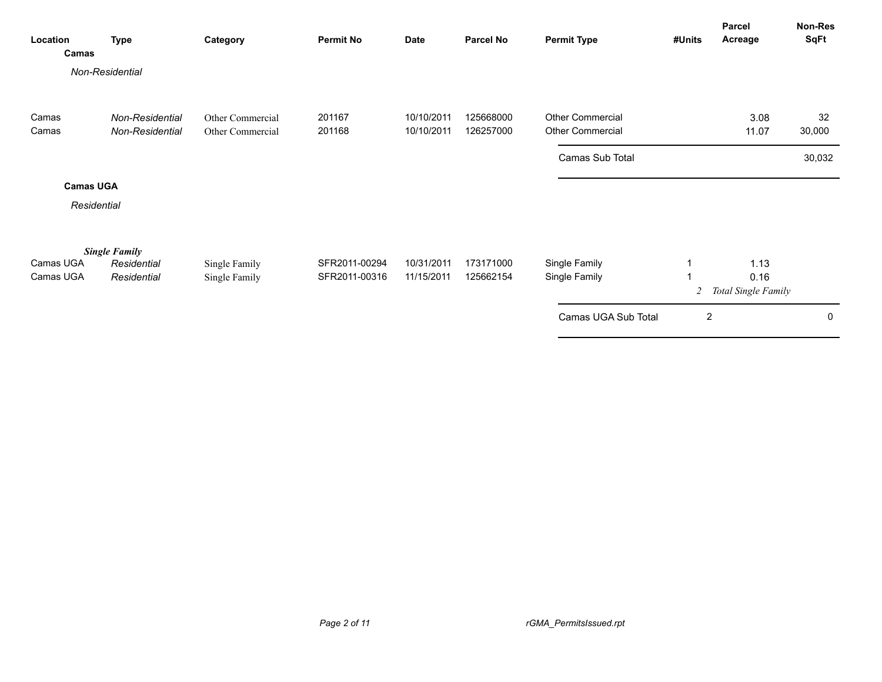| Location | Type | Category | Permit No | Date | Parcel No | Permit Type | #Units | Parcel Acreage | Non-Res SqFt |
|---|---|---|---|---|---|---|---|---|---|
| **Camas** | | | | | | | | | |
| *Non-Residential* | | | | | | | | | |
| Camas | *Non-Residential* | Other Commercial | 201167 | 10/10/2011 | 125668000 | Other Commercial | | 3.08 | 32 |
| Camas | *Non-Residential* | Other Commercial | 201168 | 10/10/2011 | 126257000 | Other Commercial | | 11.07 | 30,000 |
| | | | | | | Camas Sub Total | | | 30,032 |
| **Camas UGA** | | | | | | | | | |
| *Residential* | | | | | | | | | |
| ***Single Family*** | | | | | | | | | |
| Camas UGA | *Residential* | Single Family | SFR2011-00294 | 10/31/2011 | 173171000 | Single Family | 1 | 1.13 | |
| Camas UGA | *Residential* | Single Family | SFR2011-00316 | 11/15/2011 | 125662154 | Single Family | 1 | 0.16 | |
| | | | | | | | *2* | *Total Single Family* | |
| | | | | | | Camas UGA Sub Total | 2 | | 0 |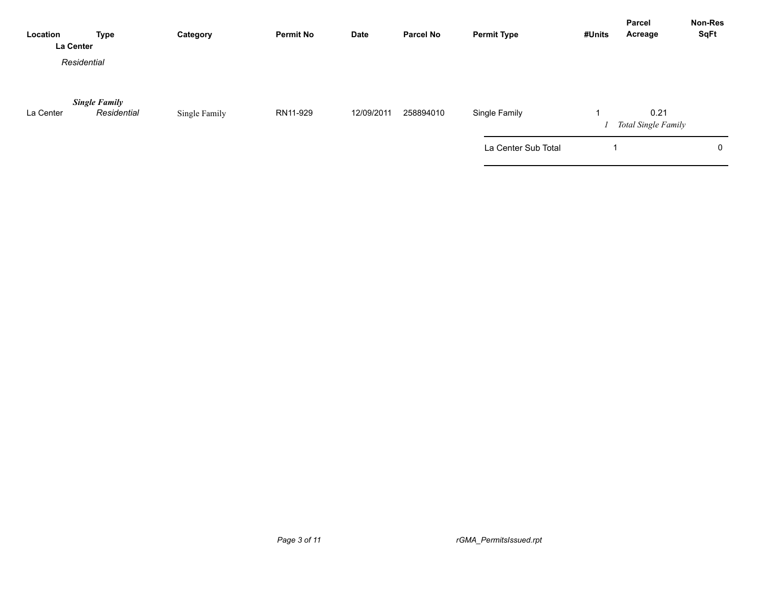| Location | Type | Category | Permit No | Date | Parcel No | Permit Type | #Units | Parcel Acreage | Non-Res SqFt |
|---|---|---|---|---|---|---|---|---|---|
| **La Center** | | | | | | | | | |
| *Residential* | | | | | | | | | |
| | ***Single Family*** | | | | | | | | |
| La Center | *Residential* | Single Family | RN11-929 | 12/09/2011 | 258894010 | Single Family | 1 | 0.21 | |
| | | | | | | | *1* | *Total Single Family* | |
| | | | | | | La Center Sub Total | 1 | | 0 |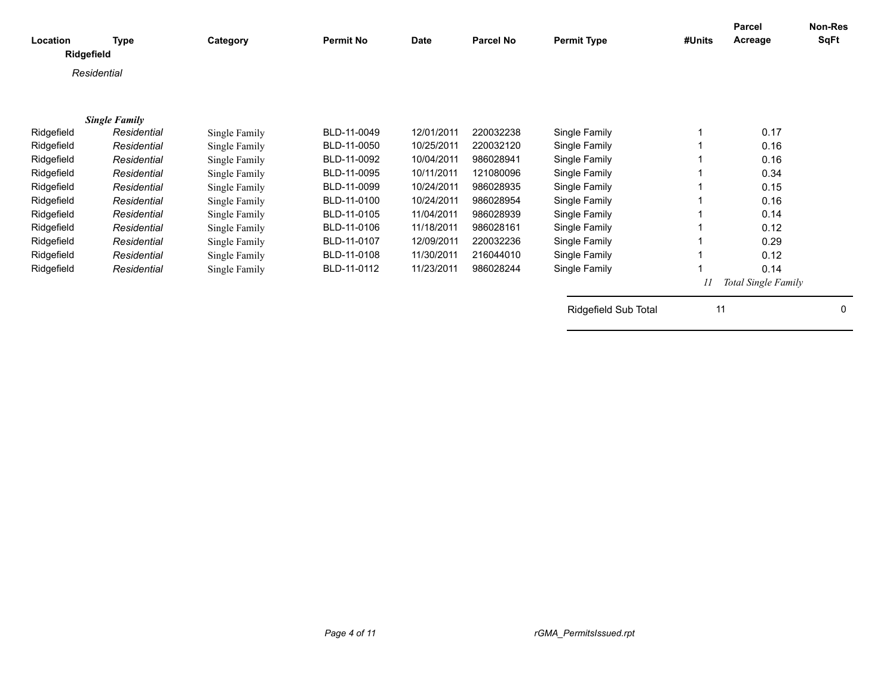| Location | Type | Category | Permit No | Date | Parcel No | Permit Type | #Units | Parcel Acreage | Non-Res SqFt |
|---|---|---|---|---|---|---|---|---|---|
| **Ridgefield** | | | | | | | | | |
| *Residential* | | | | | | | | | |
| ***Single Family*** | | | | | | | | | |
| Ridgefield | *Residential* | Single Family | BLD-11-0049 | 12/01/2011 | 220032238 | Single Family | 1 | 0.17 | |
| Ridgefield | *Residential* | Single Family | BLD-11-0050 | 10/25/2011 | 220032120 | Single Family | 1 | 0.16 | |
| Ridgefield | *Residential* | Single Family | BLD-11-0092 | 10/04/2011 | 986028941 | Single Family | 1 | 0.16 | |
| Ridgefield | *Residential* | Single Family | BLD-11-0095 | 10/11/2011 | 121080096 | Single Family | 1 | 0.34 | |
| Ridgefield | *Residential* | Single Family | BLD-11-0099 | 10/24/2011 | 986028935 | Single Family | 1 | 0.15 | |
| Ridgefield | *Residential* | Single Family | BLD-11-0100 | 10/24/2011 | 986028954 | Single Family | 1 | 0.16 | |
| Ridgefield | *Residential* | Single Family | BLD-11-0105 | 11/04/2011 | 986028939 | Single Family | 1 | 0.14 | |
| Ridgefield | *Residential* | Single Family | BLD-11-0106 | 11/18/2011 | 986028161 | Single Family | 1 | 0.12 | |
| Ridgefield | *Residential* | Single Family | BLD-11-0107 | 12/09/2011 | 220032236 | Single Family | 1 | 0.29 | |
| Ridgefield | *Residential* | Single Family | BLD-11-0108 | 11/30/2011 | 216044010 | Single Family | 1 | 0.12 | |
| Ridgefield | *Residential* | Single Family | BLD-11-0112 | 11/23/2011 | 986028244 | Single Family | 1 | 0.14 | |
| | | | | | | | *11* | *Total Single Family* | |
| | | | | | | Ridgefield Sub Total | 11 | | 0 |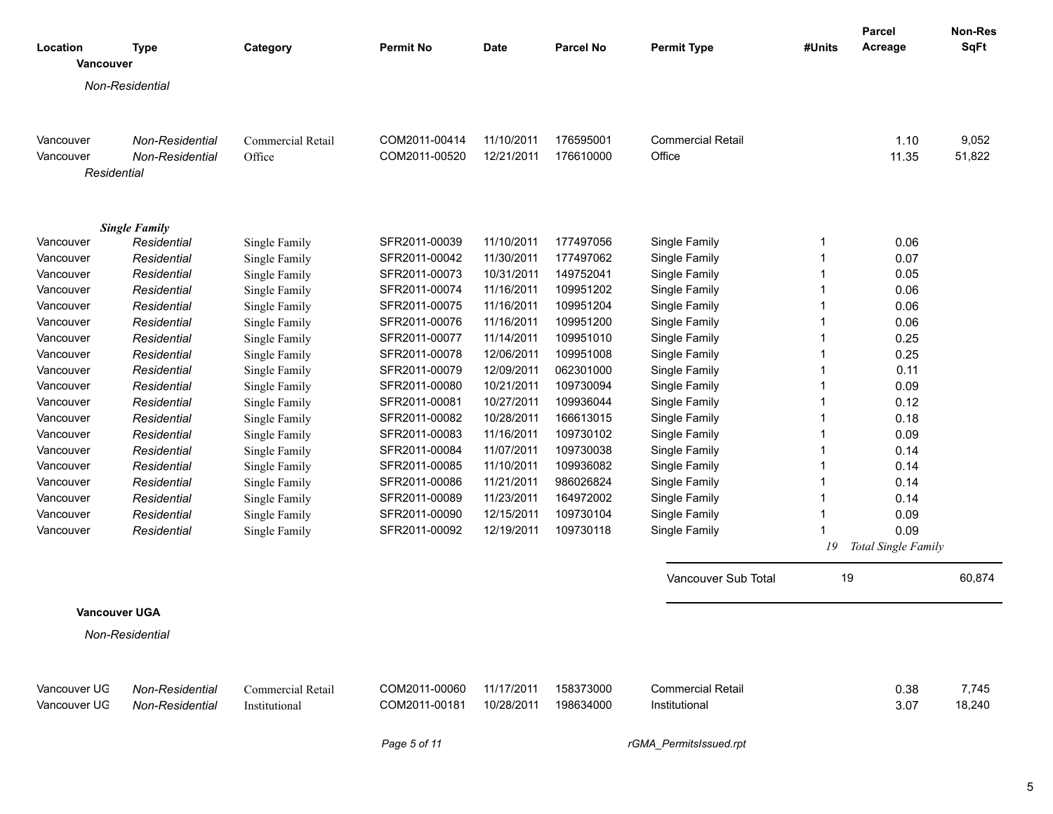| Location | Type | Category | Permit No | Date | Parcel No | Permit Type | #Units | Parcel Acreage | Non-Res SqFt |
|---|---|---|---|---|---|---|---|---|---|
| **Vancouver** | | | | | | | | | |
| *Non-Residential* | | | | | | | | | |
| Vancouver | *Non-Residential* | Commercial Retail | COM2011-00414 | 11/10/2011 | 176595001 | Commercial Retail | | 1.10 | 9,052 |
| Vancouver | *Non-Residential* | Office | COM2011-00520 | 12/21/2011 | 176610000 | Office | | 11.35 | 51,822 |
| *Residential* | | | | | | | | | |
| ***Single Family*** | | | | | | | | | |
| Vancouver | *Residential* | Single Family | SFR2011-00039 | 11/10/2011 | 177497056 | Single Family | 1 | 0.06 | |
| Vancouver | *Residential* | Single Family | SFR2011-00042 | 11/30/2011 | 177497062 | Single Family | 1 | 0.07 | |
| Vancouver | *Residential* | Single Family | SFR2011-00073 | 10/31/2011 | 149752041 | Single Family | 1 | 0.05 | |
| Vancouver | *Residential* | Single Family | SFR2011-00074 | 11/16/2011 | 109951202 | Single Family | 1 | 0.06 | |
| Vancouver | *Residential* | Single Family | SFR2011-00075 | 11/16/2011 | 109951204 | Single Family | 1 | 0.06 | |
| Vancouver | *Residential* | Single Family | SFR2011-00076 | 11/16/2011 | 109951200 | Single Family | 1 | 0.06 | |
| Vancouver | *Residential* | Single Family | SFR2011-00077 | 11/14/2011 | 109951010 | Single Family | 1 | 0.25 | |
| Vancouver | *Residential* | Single Family | SFR2011-00078 | 12/06/2011 | 109951008 | Single Family | 1 | 0.25 | |
| Vancouver | *Residential* | Single Family | SFR2011-00079 | 12/09/2011 | 062301000 | Single Family | 1 | 0.11 | |
| Vancouver | *Residential* | Single Family | SFR2011-00080 | 10/21/2011 | 109730094 | Single Family | 1 | 0.09 | |
| Vancouver | *Residential* | Single Family | SFR2011-00081 | 10/27/2011 | 109936044 | Single Family | 1 | 0.12 | |
| Vancouver | *Residential* | Single Family | SFR2011-00082 | 10/28/2011 | 166613015 | Single Family | 1 | 0.18 | |
| Vancouver | *Residential* | Single Family | SFR2011-00083 | 11/16/2011 | 109730102 | Single Family | 1 | 0.09 | |
| Vancouver | *Residential* | Single Family | SFR2011-00084 | 11/07/2011 | 109730038 | Single Family | 1 | 0.14 | |
| Vancouver | *Residential* | Single Family | SFR2011-00085 | 11/10/2011 | 109936082 | Single Family | 1 | 0.14 | |
| Vancouver | *Residential* | Single Family | SFR2011-00086 | 11/21/2011 | 986026824 | Single Family | 1 | 0.14 | |
| Vancouver | *Residential* | Single Family | SFR2011-00089 | 11/23/2011 | 164972002 | Single Family | 1 | 0.14 | |
| Vancouver | *Residential* | Single Family | SFR2011-00090 | 12/15/2011 | 109730104 | Single Family | 1 | 0.09 | |
| Vancouver | *Residential* | Single Family | SFR2011-00092 | 12/19/2011 | 109730118 | Single Family | 1 | 0.09 | |
| | | | | | | | *19* | *Total Single Family* | |
| | | | | | | Vancouver Sub Total | 19 | | 60,874 |
| **Vancouver UGA** | | | | | | | | | |
| *Non-Residential* | | | | | | | | | |
| Vancouver UG | *Non-Residential* | Commercial Retail | COM2011-00060 | 11/17/2011 | 158373000 | Commercial Retail | | 0.38 | 7,745 |
| Vancouver UG | *Non-Residential* | Institutional | COM2011-00181 | 10/28/2011 | 198634000 | Institutional | | 3.07 | 18,240 |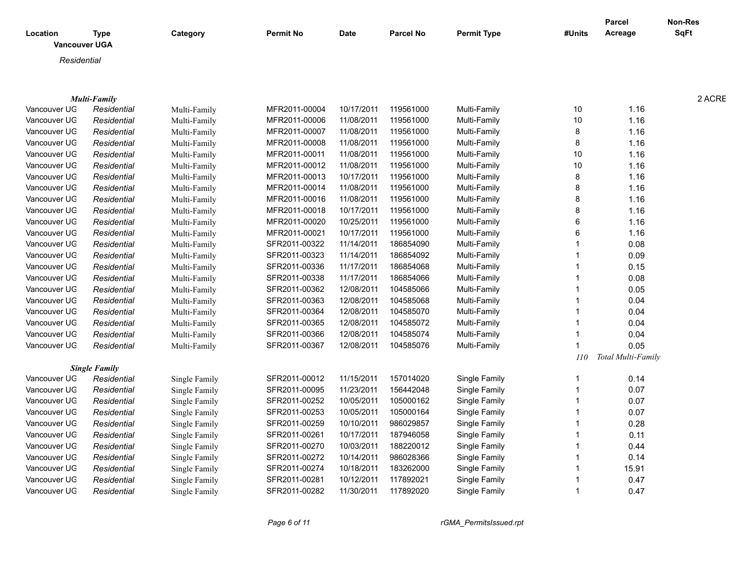| Location | Type | Category | Permit No | Date | Parcel No | Permit Type | #Units | Parcel Acreage | Non-Res SqFt |
|---|---|---|---|---|---|---|---|---|---|
| **Vancouver UGA** | | | | | | | | | |
| *Residential* | | | | | | | | | |
| ***Multi-Family*** | | | | | | | | | 2 ACRE |
| Vancouver UG | *Residential* | Multi-Family | MFR2011-00004 | 10/17/2011 | 119561000 | Multi-Family | 10 | 1.16 | |
| Vancouver UG | *Residential* | Multi-Family | MFR2011-00006 | 11/08/2011 | 119561000 | Multi-Family | 10 | 1.16 | |
| Vancouver UG | *Residential* | Multi-Family | MFR2011-00007 | 11/08/2011 | 119561000 | Multi-Family | 8 | 1.16 | |
| Vancouver UG | *Residential* | Multi-Family | MFR2011-00008 | 11/08/2011 | 119561000 | Multi-Family | 8 | 1.16 | |
| Vancouver UG | *Residential* | Multi-Family | MFR2011-00011 | 11/08/2011 | 119561000 | Multi-Family | 10 | 1.16 | |
| Vancouver UG | *Residential* | Multi-Family | MFR2011-00012 | 11/08/2011 | 119561000 | Multi-Family | 10 | 1.16 | |
| Vancouver UG | *Residential* | Multi-Family | MFR2011-00013 | 10/17/2011 | 119561000 | Multi-Family | 8 | 1.16 | |
| Vancouver UG | *Residential* | Multi-Family | MFR2011-00014 | 11/08/2011 | 119561000 | Multi-Family | 8 | 1.16 | |
| Vancouver UG | *Residential* | Multi-Family | MFR2011-00016 | 11/08/2011 | 119561000 | Multi-Family | 8 | 1.16 | |
| Vancouver UG | *Residential* | Multi-Family | MFR2011-00018 | 10/17/2011 | 119561000 | Multi-Family | 8 | 1.16 | |
| Vancouver UG | *Residential* | Multi-Family | MFR2011-00020 | 10/25/2011 | 119561000 | Multi-Family | 6 | 1.16 | |
| Vancouver UG | *Residential* | Multi-Family | MFR2011-00021 | 10/17/2011 | 119561000 | Multi-Family | 6 | 1.16 | |
| Vancouver UG | *Residential* | Multi-Family | SFR2011-00322 | 11/14/2011 | 186854090 | Multi-Family | 1 | 0.08 | |
| Vancouver UG | *Residential* | Multi-Family | SFR2011-00323 | 11/14/2011 | 186854092 | Multi-Family | 1 | 0.09 | |
| Vancouver UG | *Residential* | Multi-Family | SFR2011-00336 | 11/17/2011 | 186854068 | Multi-Family | 1 | 0.15 | |
| Vancouver UG | *Residential* | Multi-Family | SFR2011-00338 | 11/17/2011 | 186854066 | Multi-Family | 1 | 0.08 | |
| Vancouver UG | *Residential* | Multi-Family | SFR2011-00362 | 12/08/2011 | 104585066 | Multi-Family | 1 | 0.05 | |
| Vancouver UG | *Residential* | Multi-Family | SFR2011-00363 | 12/08/2011 | 104585068 | Multi-Family | 1 | 0.04 | |
| Vancouver UG | *Residential* | Multi-Family | SFR2011-00364 | 12/08/2011 | 104585070 | Multi-Family | 1 | 0.04 | |
| Vancouver UG | *Residential* | Multi-Family | SFR2011-00365 | 12/08/2011 | 104585072 | Multi-Family | 1 | 0.04 | |
| Vancouver UG | *Residential* | Multi-Family | SFR2011-00366 | 12/08/2011 | 104585074 | Multi-Family | 1 | 0.04 | |
| Vancouver UG | *Residential* | Multi-Family | SFR2011-00367 | 12/08/2011 | 104585076 | Multi-Family | 1 | 0.05 | |
| | | | | | | | *110* | *Total Multi-Family* | |
| ***Single Family*** | | | | | | | | | |
| Vancouver UG | *Residential* | Single Family | SFR2011-00012 | 11/15/2011 | 157014020 | Single Family | 1 | 0.14 | |
| Vancouver UG | *Residential* | Single Family | SFR2011-00095 | 11/23/2011 | 156442048 | Single Family | 1 | 0.07 | |
| Vancouver UG | *Residential* | Single Family | SFR2011-00252 | 10/05/2011 | 105000162 | Single Family | 1 | 0.07 | |
| Vancouver UG | *Residential* | Single Family | SFR2011-00253 | 10/05/2011 | 105000164 | Single Family | 1 | 0.07 | |
| Vancouver UG | *Residential* | Single Family | SFR2011-00259 | 10/10/2011 | 986029857 | Single Family | 1 | 0.28 | |
| Vancouver UG | *Residential* | Single Family | SFR2011-00261 | 10/17/2011 | 187946058 | Single Family | 1 | 0.11 | |
| Vancouver UG | *Residential* | Single Family | SFR2011-00270 | 10/03/2011 | 188220012 | Single Family | 1 | 0.44 | |
| Vancouver UG | *Residential* | Single Family | SFR2011-00272 | 10/14/2011 | 986028366 | Single Family | 1 | 0.14 | |
| Vancouver UG | *Residential* | Single Family | SFR2011-00274 | 10/18/2011 | 183262000 | Single Family | 1 | 15.91 | |
| Vancouver UG | *Residential* | Single Family | SFR2011-00281 | 10/12/2011 | 117892021 | Single Family | 1 | 0.47 | |
| Vancouver UG | *Residential* | Single Family | SFR2011-00282 | 11/30/2011 | 117892020 | Single Family | 1 | 0.47 | |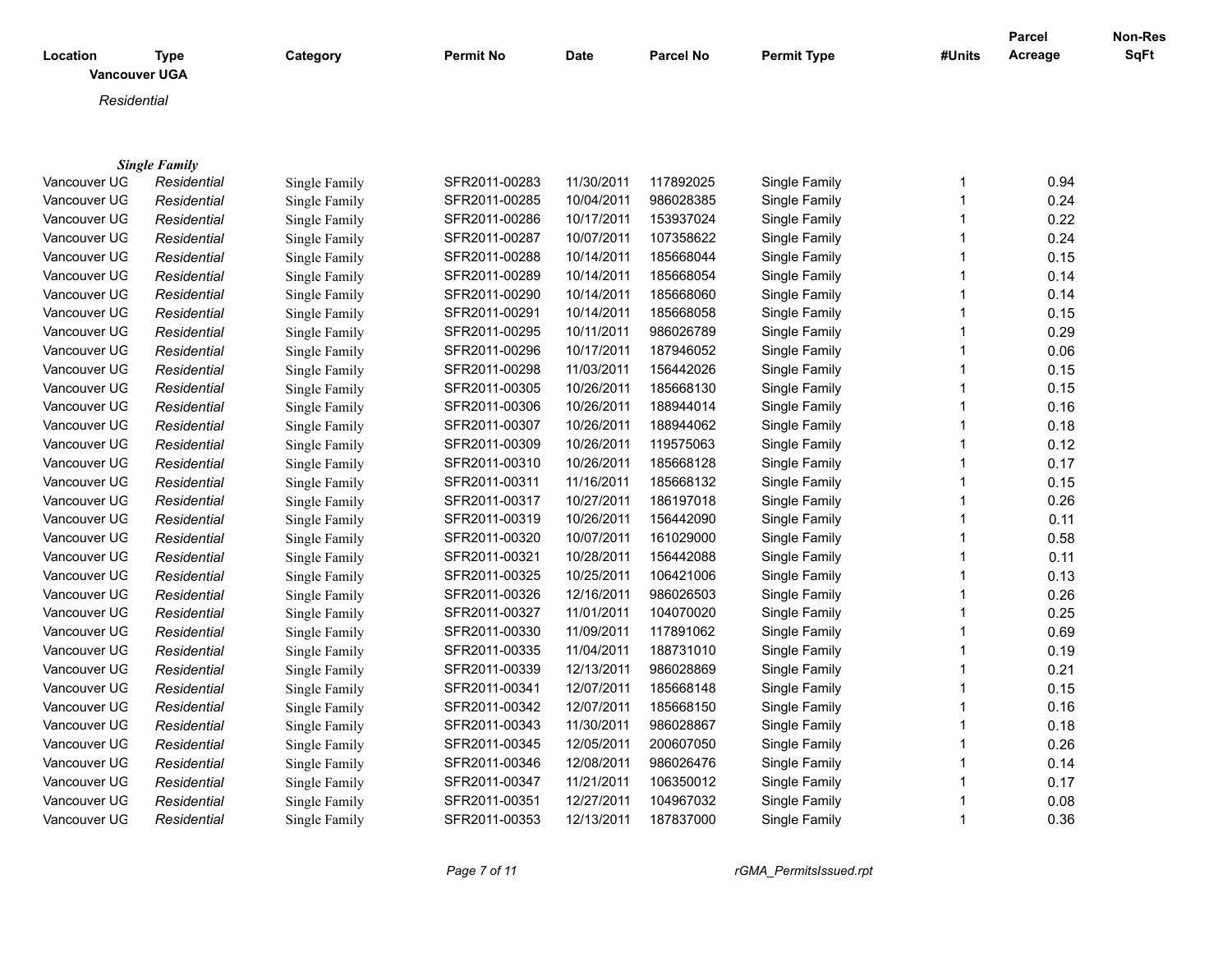**Vancouver UGA**

*Residential*

***Single Family***

| Location | Type | Category | Permit No | Date | Parcel No | Permit Type | #Units | Parcel Acreage | Non-Res SqFt |
|---|---|---|---|---|---|---|---|---|---|
| Vancouver UG | *Residential* | Single Family | SFR2011-00283 | 11/30/2011 | 117892025 | Single Family | 1 | 0.94 | |
| Vancouver UG | *Residential* | Single Family | SFR2011-00285 | 10/04/2011 | 986028385 | Single Family | 1 | 0.24 | |
| Vancouver UG | *Residential* | Single Family | SFR2011-00286 | 10/17/2011 | 153937024 | Single Family | 1 | 0.22 | |
| Vancouver UG | *Residential* | Single Family | SFR2011-00287 | 10/07/2011 | 107358622 | Single Family | 1 | 0.24 | |
| Vancouver UG | *Residential* | Single Family | SFR2011-00288 | 10/14/2011 | 185668044 | Single Family | 1 | 0.15 | |
| Vancouver UG | *Residential* | Single Family | SFR2011-00289 | 10/14/2011 | 185668054 | Single Family | 1 | 0.14 | |
| Vancouver UG | *Residential* | Single Family | SFR2011-00290 | 10/14/2011 | 185668060 | Single Family | 1 | 0.14 | |
| Vancouver UG | *Residential* | Single Family | SFR2011-00291 | 10/14/2011 | 185668058 | Single Family | 1 | 0.15 | |
| Vancouver UG | *Residential* | Single Family | SFR2011-00295 | 10/11/2011 | 986026789 | Single Family | 1 | 0.29 | |
| Vancouver UG | *Residential* | Single Family | SFR2011-00296 | 10/17/2011 | 187946052 | Single Family | 1 | 0.06 | |
| Vancouver UG | *Residential* | Single Family | SFR2011-00298 | 11/03/2011 | 156442026 | Single Family | 1 | 0.15 | |
| Vancouver UG | *Residential* | Single Family | SFR2011-00305 | 10/26/2011 | 185668130 | Single Family | 1 | 0.15 | |
| Vancouver UG | *Residential* | Single Family | SFR2011-00306 | 10/26/2011 | 188944014 | Single Family | 1 | 0.16 | |
| Vancouver UG | *Residential* | Single Family | SFR2011-00307 | 10/26/2011 | 188944062 | Single Family | 1 | 0.18 | |
| Vancouver UG | *Residential* | Single Family | SFR2011-00309 | 10/26/2011 | 119575063 | Single Family | 1 | 0.12 | |
| Vancouver UG | *Residential* | Single Family | SFR2011-00310 | 10/26/2011 | 185668128 | Single Family | 1 | 0.17 | |
| Vancouver UG | *Residential* | Single Family | SFR2011-00311 | 11/16/2011 | 185668132 | Single Family | 1 | 0.15 | |
| Vancouver UG | *Residential* | Single Family | SFR2011-00317 | 10/27/2011 | 186197018 | Single Family | 1 | 0.26 | |
| Vancouver UG | *Residential* | Single Family | SFR2011-00319 | 10/26/2011 | 156442090 | Single Family | 1 | 0.11 | |
| Vancouver UG | *Residential* | Single Family | SFR2011-00320 | 10/07/2011 | 161029000 | Single Family | 1 | 0.58 | |
| Vancouver UG | *Residential* | Single Family | SFR2011-00321 | 10/28/2011 | 156442088 | Single Family | 1 | 0.11 | |
| Vancouver UG | *Residential* | Single Family | SFR2011-00325 | 10/25/2011 | 106421006 | Single Family | 1 | 0.13 | |
| Vancouver UG | *Residential* | Single Family | SFR2011-00326 | 12/16/2011 | 986026503 | Single Family | 1 | 0.26 | |
| Vancouver UG | *Residential* | Single Family | SFR2011-00327 | 11/01/2011 | 104070020 | Single Family | 1 | 0.25 | |
| Vancouver UG | *Residential* | Single Family | SFR2011-00330 | 11/09/2011 | 117891062 | Single Family | 1 | 0.69 | |
| Vancouver UG | *Residential* | Single Family | SFR2011-00335 | 11/04/2011 | 188731010 | Single Family | 1 | 0.19 | |
| Vancouver UG | *Residential* | Single Family | SFR2011-00339 | 12/13/2011 | 986028869 | Single Family | 1 | 0.21 | |
| Vancouver UG | *Residential* | Single Family | SFR2011-00341 | 12/07/2011 | 185668148 | Single Family | 1 | 0.15 | |
| Vancouver UG | *Residential* | Single Family | SFR2011-00342 | 12/07/2011 | 185668150 | Single Family | 1 | 0.16 | |
| Vancouver UG | *Residential* | Single Family | SFR2011-00343 | 11/30/2011 | 986028867 | Single Family | 1 | 0.18 | |
| Vancouver UG | *Residential* | Single Family | SFR2011-00345 | 12/05/2011 | 200607050 | Single Family | 1 | 0.26 | |
| Vancouver UG | *Residential* | Single Family | SFR2011-00346 | 12/08/2011 | 986026476 | Single Family | 1 | 0.14 | |
| Vancouver UG | *Residential* | Single Family | SFR2011-00347 | 11/21/2011 | 106350012 | Single Family | 1 | 0.17 | |
| Vancouver UG | *Residential* | Single Family | SFR2011-00351 | 12/27/2011 | 104967032 | Single Family | 1 | 0.08 | |
| Vancouver UG | *Residential* | Single Family | SFR2011-00353 | 12/13/2011 | 187837000 | Single Family | 1 | 0.36 | |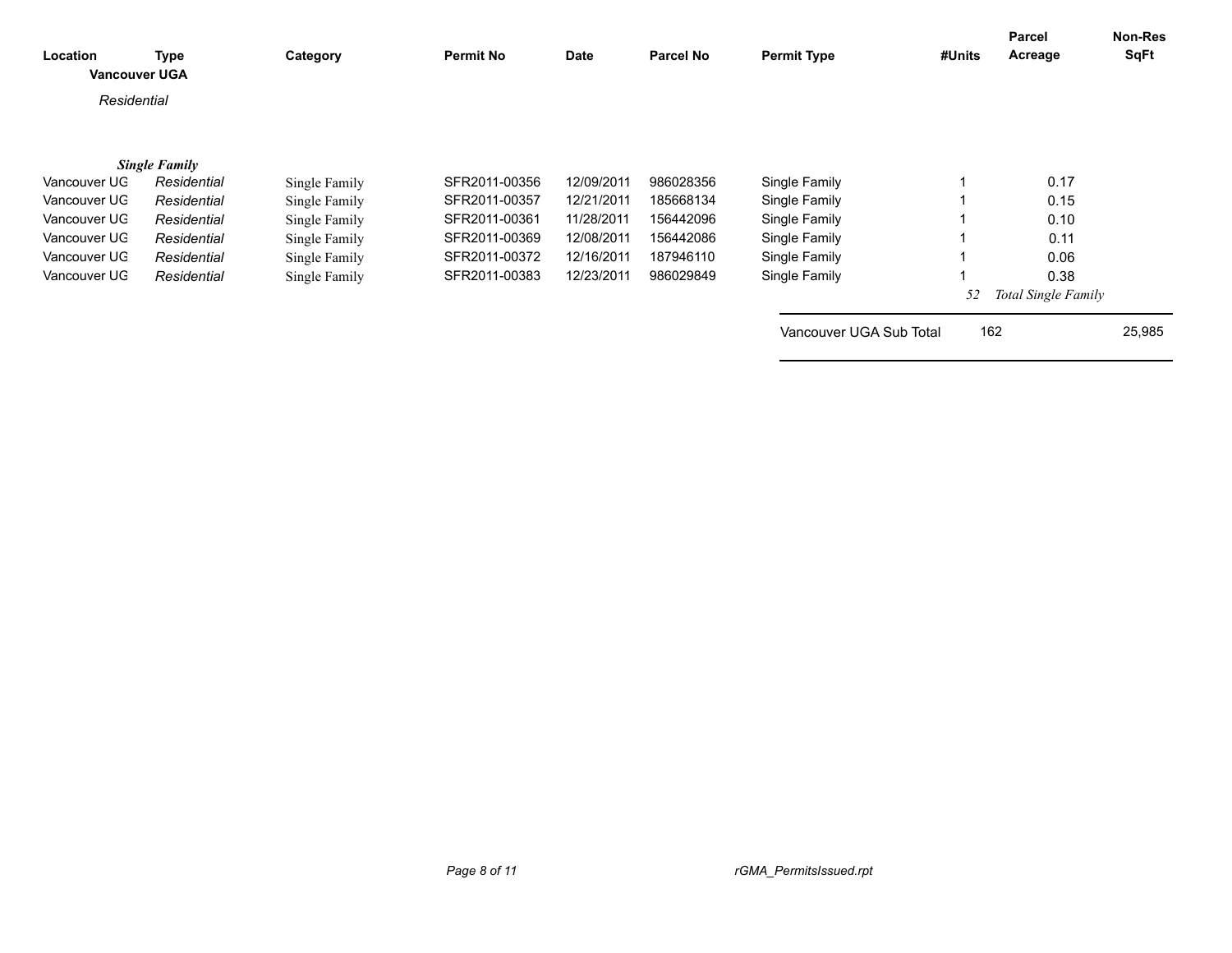| Location | Type | Category | Permit No | Date | Parcel No | Permit Type | #Units | Parcel Acreage | Non-Res SqFt |
|---|---|---|---|---|---|---|---|---|---|
| **Vancouver UGA** | | | | | | | | | |
| *Residential* | | | | | | | | | |
| ***Single Family*** | | | | | | | | | |
| Vancouver UG | *Residential* | Single Family | SFR2011-00356 | 12/09/2011 | 986028356 | Single Family | 1 | 0.17 | |
| Vancouver UG | *Residential* | Single Family | SFR2011-00357 | 12/21/2011 | 185668134 | Single Family | 1 | 0.15 | |
| Vancouver UG | *Residential* | Single Family | SFR2011-00361 | 11/28/2011 | 156442096 | Single Family | 1 | 0.10 | |
| Vancouver UG | *Residential* | Single Family | SFR2011-00369 | 12/08/2011 | 156442086 | Single Family | 1 | 0.11 | |
| Vancouver UG | *Residential* | Single Family | SFR2011-00372 | 12/16/2011 | 187946110 | Single Family | 1 | 0.06 | |
| Vancouver UG | *Residential* | Single Family | SFR2011-00383 | 12/23/2011 | 986029849 | Single Family | 1 | 0.38 | |
| | | | | | | | *52* | *Total Single Family* | |
| | | | | | | Vancouver UGA Sub Total | 162 | | 25,985 |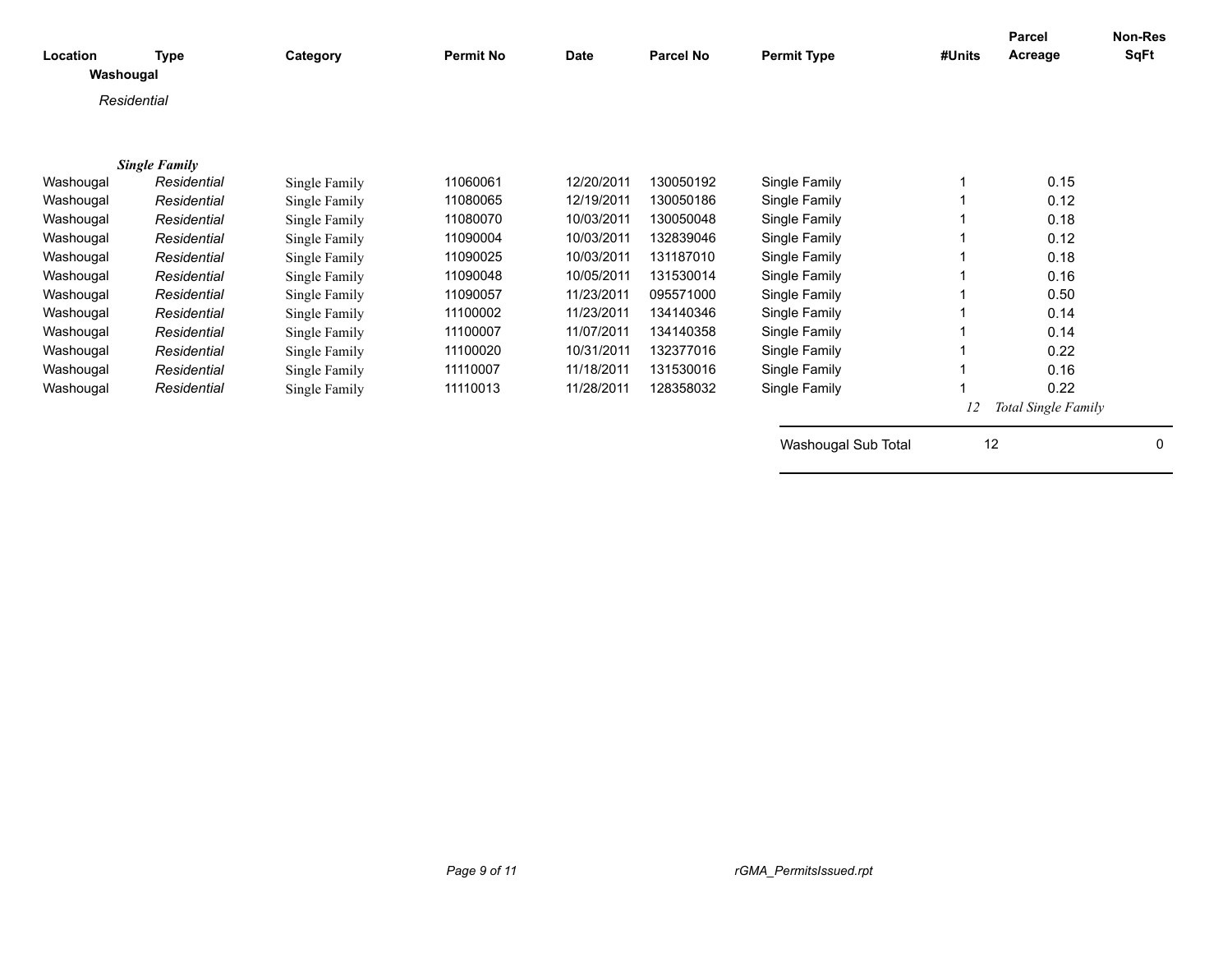| Location | Type | Category | Permit No | Date | Parcel No | Permit Type | #Units | Parcel Acreage | Non-Res SqFt |
|---|---|---|---|---|---|---|---|---|---|
| **Washougal** | | | | | | | | | |
| *Residential* | | | | | | | | | |
| ***Single Family*** | | | | | | | | | |
| Washougal | *Residential* | Single Family | 11060061 | 12/20/2011 | 130050192 | Single Family | 1 | 0.15 | |
| Washougal | *Residential* | Single Family | 11080065 | 12/19/2011 | 130050186 | Single Family | 1 | 0.12 | |
| Washougal | *Residential* | Single Family | 11080070 | 10/03/2011 | 130050048 | Single Family | 1 | 0.18 | |
| Washougal | *Residential* | Single Family | 11090004 | 10/03/2011 | 132839046 | Single Family | 1 | 0.12 | |
| Washougal | *Residential* | Single Family | 11090025 | 10/03/2011 | 131187010 | Single Family | 1 | 0.18 | |
| Washougal | *Residential* | Single Family | 11090048 | 10/05/2011 | 131530014 | Single Family | 1 | 0.16 | |
| Washougal | *Residential* | Single Family | 11090057 | 11/23/2011 | 095571000 | Single Family | 1 | 0.50 | |
| Washougal | *Residential* | Single Family | 11100002 | 11/23/2011 | 134140346 | Single Family | 1 | 0.14 | |
| Washougal | *Residential* | Single Family | 11100007 | 11/07/2011 | 134140358 | Single Family | 1 | 0.14 | |
| Washougal | *Residential* | Single Family | 11100020 | 10/31/2011 | 132377016 | Single Family | 1 | 0.22 | |
| Washougal | *Residential* | Single Family | 11110007 | 11/18/2011 | 131530016 | Single Family | 1 | 0.16 | |
| Washougal | *Residential* | Single Family | 11110013 | 11/28/2011 | 128358032 | Single Family | 1 | 0.22 | |
| | | | | | | | *12* | *Total Single Family* | |
| | | | | | | Washougal Sub Total | 12 | | 0 |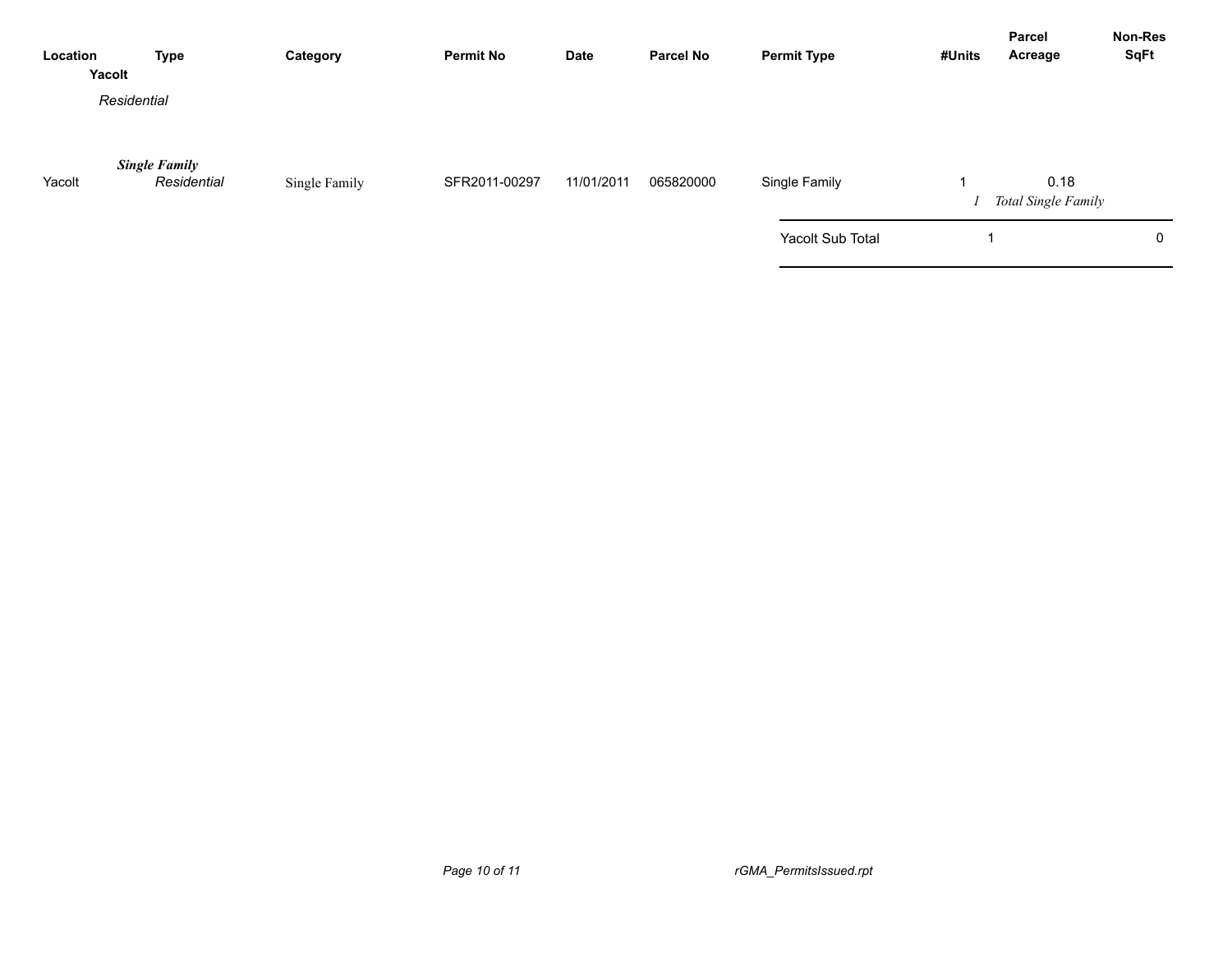| Location | Type | Category | Permit No | Date | Parcel No | Permit Type | #Units | Parcel Acreage | Non-Res SqFt |
|---|---|---|---|---|---|---|---|---|---|
| **Yacolt** | | | | | | | | | |
| *Residential* | | | | | | | | | |
| | ***Single Family*** | | | | | | | | |
| Yacolt | *Residential* | Single Family | SFR2011-00297 | 11/01/2011 | 065820000 | Single Family | 1 | 0.18 | |
| | | | | | | | *1* | *Total Single Family* | |
| | | | | | | Yacolt Sub Total | 1 | | 0 |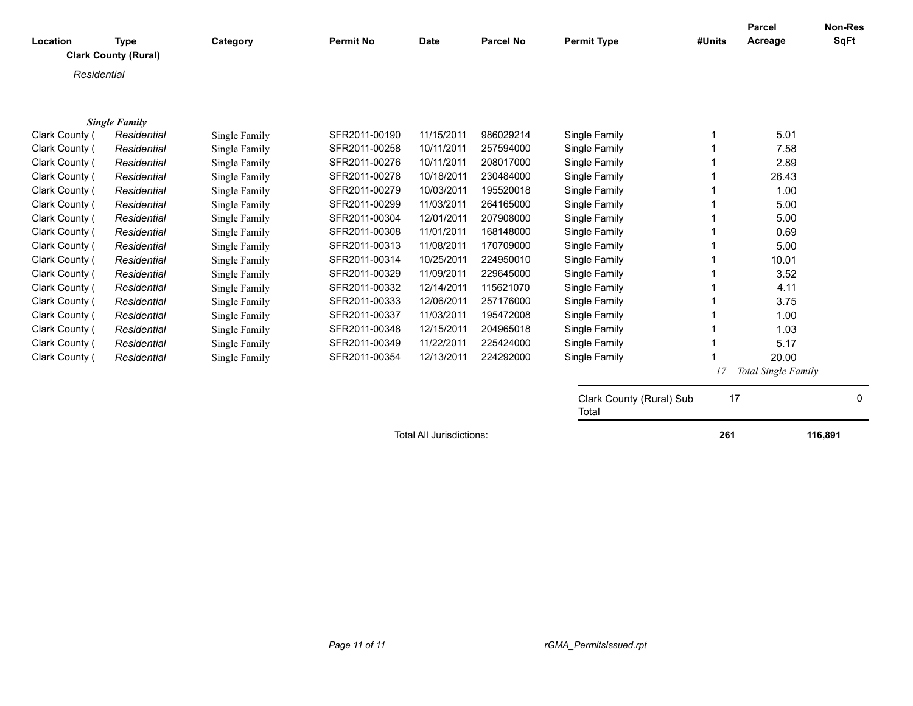| Location | Type | Category | Permit No | Date | Parcel No | Permit Type | #Units | Parcel Acreage | Non-Res SqFt |
|---|---|---|---|---|---|---|---|---|---|
| **Clark County (Rural)** | | | | | | | | | |
| *Residential* | | | | | | | | | |
| ***Single Family*** | | | | | | | | | |
| Clark County ( | *Residential* | Single Family | SFR2011-00190 | 11/15/2011 | 986029214 | Single Family | 1 | 5.01 | |
| Clark County ( | *Residential* | Single Family | SFR2011-00258 | 10/11/2011 | 257594000 | Single Family | 1 | 7.58 | |
| Clark County ( | *Residential* | Single Family | SFR2011-00276 | 10/11/2011 | 208017000 | Single Family | 1 | 2.89 | |
| Clark County ( | *Residential* | Single Family | SFR2011-00278 | 10/18/2011 | 230484000 | Single Family | 1 | 26.43 | |
| Clark County ( | *Residential* | Single Family | SFR2011-00279 | 10/03/2011 | 195520018 | Single Family | 1 | 1.00 | |
| Clark County ( | *Residential* | Single Family | SFR2011-00299 | 11/03/2011 | 264165000 | Single Family | 1 | 5.00 | |
| Clark County ( | *Residential* | Single Family | SFR2011-00304 | 12/01/2011 | 207908000 | Single Family | 1 | 5.00 | |
| Clark County ( | *Residential* | Single Family | SFR2011-00308 | 11/01/2011 | 168148000 | Single Family | 1 | 0.69 | |
| Clark County ( | *Residential* | Single Family | SFR2011-00313 | 11/08/2011 | 170709000 | Single Family | 1 | 5.00 | |
| Clark County ( | *Residential* | Single Family | SFR2011-00314 | 10/25/2011 | 224950010 | Single Family | 1 | 10.01 | |
| Clark County ( | *Residential* | Single Family | SFR2011-00329 | 11/09/2011 | 229645000 | Single Family | 1 | 3.52 | |
| Clark County ( | *Residential* | Single Family | SFR2011-00332 | 12/14/2011 | 115621070 | Single Family | 1 | 4.11 | |
| Clark County ( | *Residential* | Single Family | SFR2011-00333 | 12/06/2011 | 257176000 | Single Family | 1 | 3.75 | |
| Clark County ( | *Residential* | Single Family | SFR2011-00337 | 11/03/2011 | 195472008 | Single Family | 1 | 1.00 | |
| Clark County ( | *Residential* | Single Family | SFR2011-00348 | 12/15/2011 | 204965018 | Single Family | 1 | 1.03 | |
| Clark County ( | *Residential* | Single Family | SFR2011-00349 | 11/22/2011 | 225424000 | Single Family | 1 | 5.17 | |
| Clark County ( | *Residential* | Single Family | SFR2011-00354 | 12/13/2011 | 224292000 | Single Family | 1 | 20.00 | |
| | | | | | | | *17* | *Total Single Family* | |
| | | | | | | Clark County (Rural) Sub Total | 17 | | 0 |
| | | | | Total All Jurisdictions: | | | **261** | | **116,891** |